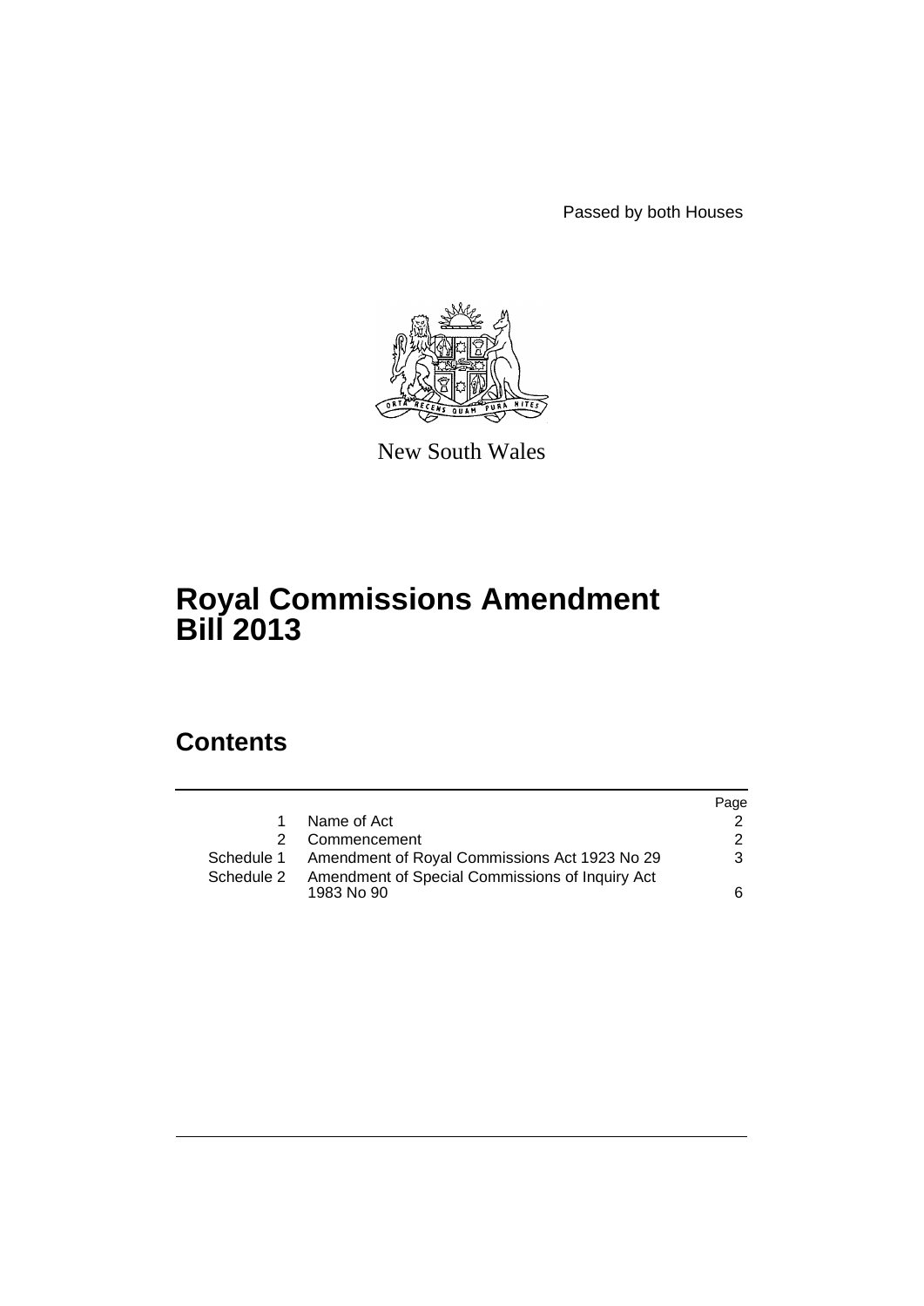Passed by both Houses

New South Wales

# Royal Commissions Amendment Bill 2013

## Contents

| | | Page |
|---|---|---|
| 1 | Name of Act | 2 |
| 2 | Commencement | 2 |
| Schedule 1 | Amendment of Royal Commissions Act 1923 No 29 | 3 |
| Schedule 2 | Amendment of Special Commissions of Inquiry Act 1983 No 90 | 6 |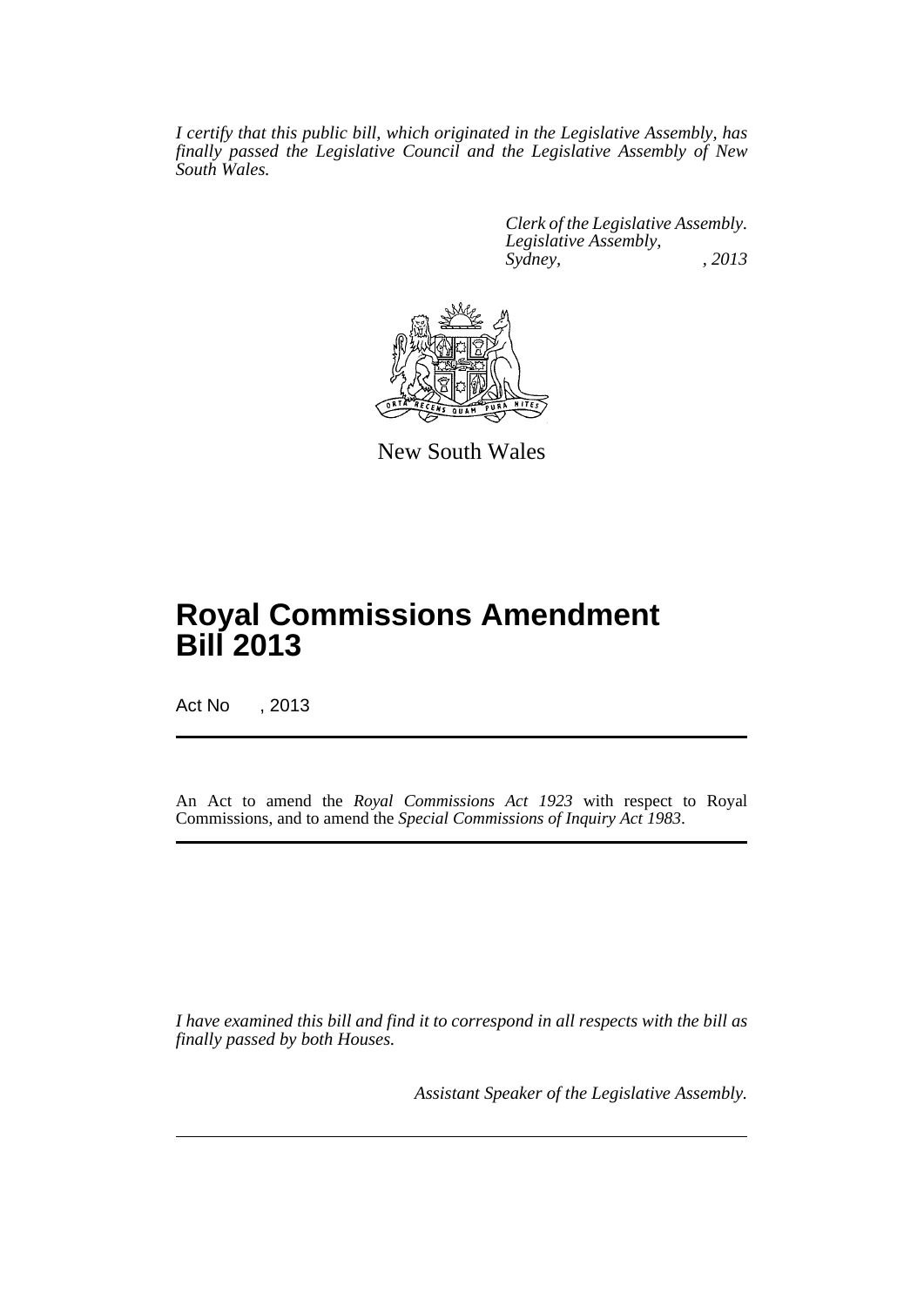*I certify that this public bill, which originated in the Legislative Assembly, has finally passed the Legislative Council and the Legislative Assembly of New South Wales.*

*Clerk of the Legislative Assembly.*
*Legislative Assembly,*
*Sydney, , 2013*

New South Wales

# Royal Commissions Amendment Bill 2013

Act No , 2013

An Act to amend the *Royal Commissions Act 1923* with respect to Royal Commissions, and to amend the *Special Commissions of Inquiry Act 1983*.

*I have examined this bill and find it to correspond in all respects with the bill as finally passed by both Houses.*

*Assistant Speaker of the Legislative Assembly.*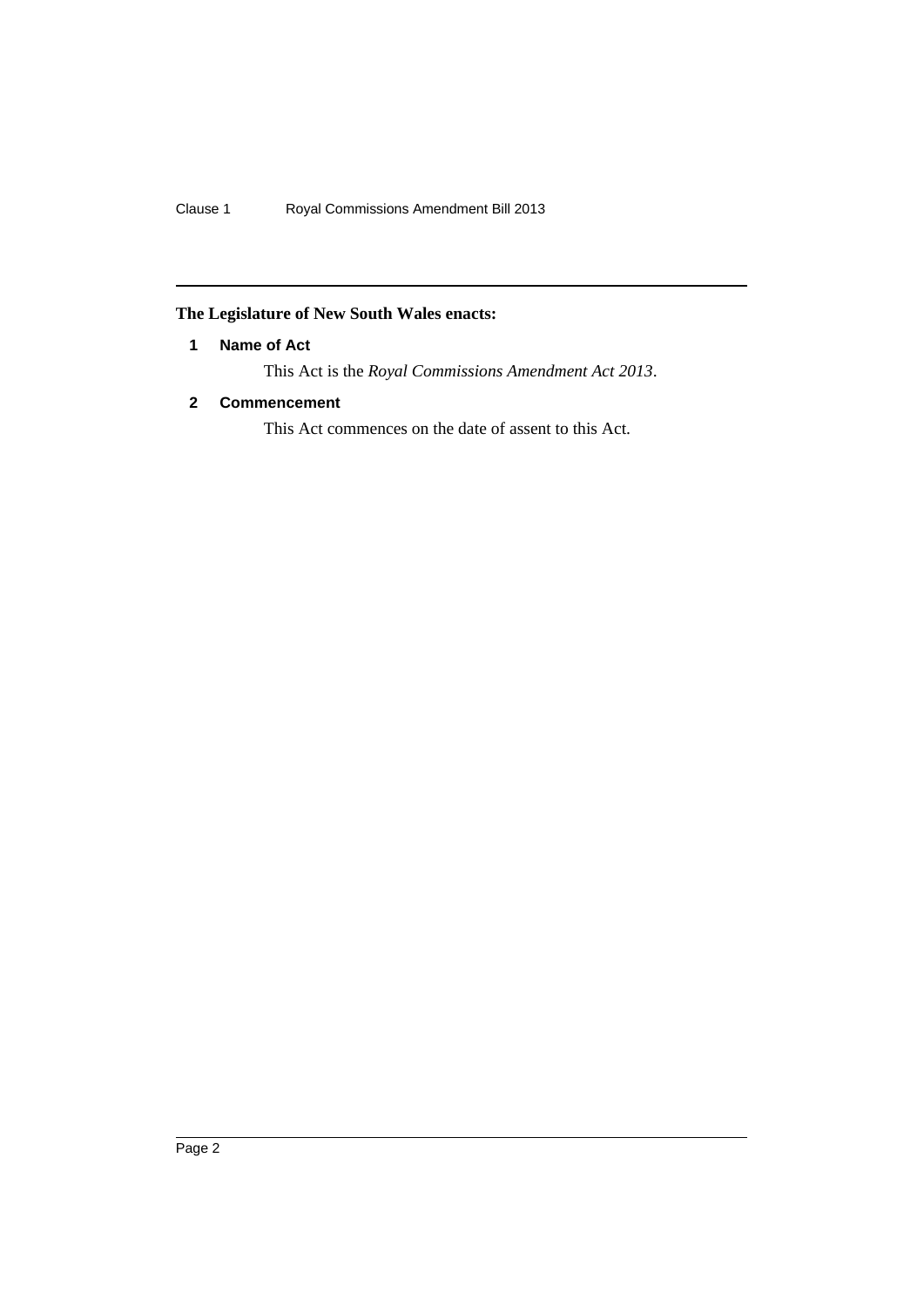**The Legislature of New South Wales enacts:**

### 1 Name of Act

This Act is the *Royal Commissions Amendment Act 2013*.

### 2 Commencement

This Act commences on the date of assent to this Act.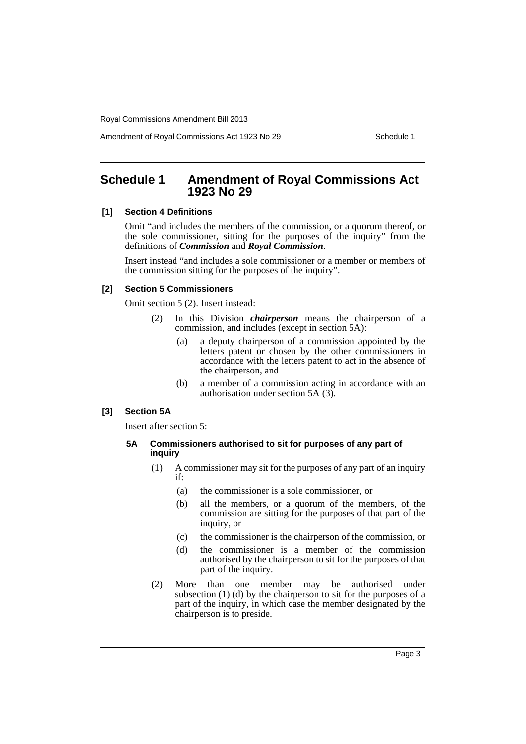## Schedule 1 Amendment of Royal Commissions Act 1923 No 29

**[1] Section 4 Definitions**

Omit "and includes the members of the commission, or a quorum thereof, or the sole commissioner, sitting for the purposes of the inquiry" from the definitions of ***Commission*** and ***Royal Commission***.

Insert instead "and includes a sole commissioner or a member or members of the commission sitting for the purposes of the inquiry".

**[2] Section 5 Commissioners**

Omit section 5 (2). Insert instead:

> (2) In this Division ***chairperson*** means the chairperson of a commission, and includes (except in section 5A):
>
> (a) a deputy chairperson of a commission appointed by the letters patent or chosen by the other commissioners in accordance with the letters patent to act in the absence of the chairperson, and
>
> (b) a member of a commission acting in accordance with an authorisation under section 5A (3).

**[3] Section 5A**

Insert after section 5:

> **5A Commissioners authorised to sit for purposes of any part of inquiry**
>
> (1) A commissioner may sit for the purposes of any part of an inquiry if:
>
> (a) the commissioner is a sole commissioner, or
>
> (b) all the members, or a quorum of the members, of the commission are sitting for the purposes of that part of the inquiry, or
>
> (c) the commissioner is the chairperson of the commission, or
>
> (d) the commissioner is a member of the commission authorised by the chairperson to sit for the purposes of that part of the inquiry.
>
> (2) More than one member may be authorised under subsection (1) (d) by the chairperson to sit for the purposes of a part of the inquiry, in which case the member designated by the chairperson is to preside.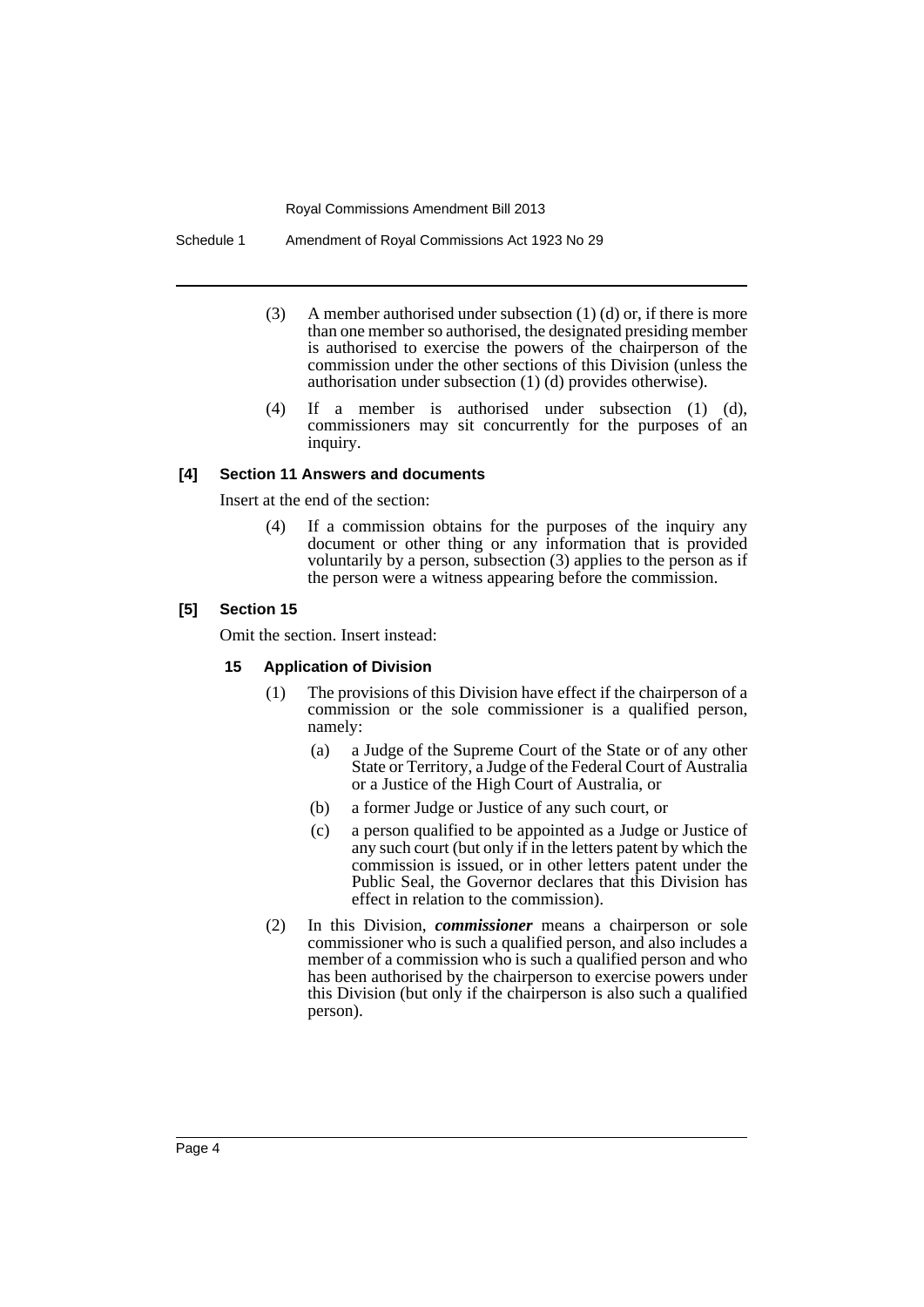(3) A member authorised under subsection (1) (d) or, if there is more than one member so authorised, the designated presiding member is authorised to exercise the powers of the chairperson of the commission under the other sections of this Division (unless the authorisation under subsection (1) (d) provides otherwise).

(4) If a member is authorised under subsection (1) (d), commissioners may sit concurrently for the purposes of an inquiry.

### [4] Section 11 Answers and documents

Insert at the end of the section:

(4) If a commission obtains for the purposes of the inquiry any document or other thing or any information that is provided voluntarily by a person, subsection (3) applies to the person as if the person were a witness appearing before the commission.

### [5] Section 15

Omit the section. Insert instead:

#### 15 Application of Division

(1) The provisions of this Division have effect if the chairperson of a commission or the sole commissioner is a qualified person, namely:

- (a) a Judge of the Supreme Court of the State or of any other State or Territory, a Judge of the Federal Court of Australia or a Justice of the High Court of Australia, or
- (b) a former Judge or Justice of any such court, or
- (c) a person qualified to be appointed as a Judge or Justice of any such court (but only if in the letters patent by which the commission is issued, or in other letters patent under the Public Seal, the Governor declares that this Division has effect in relation to the commission).

(2) In this Division, ***commissioner*** means a chairperson or sole commissioner who is such a qualified person, and also includes a member of a commission who is such a qualified person and who has been authorised by the chairperson to exercise powers under this Division (but only if the chairperson is also such a qualified person).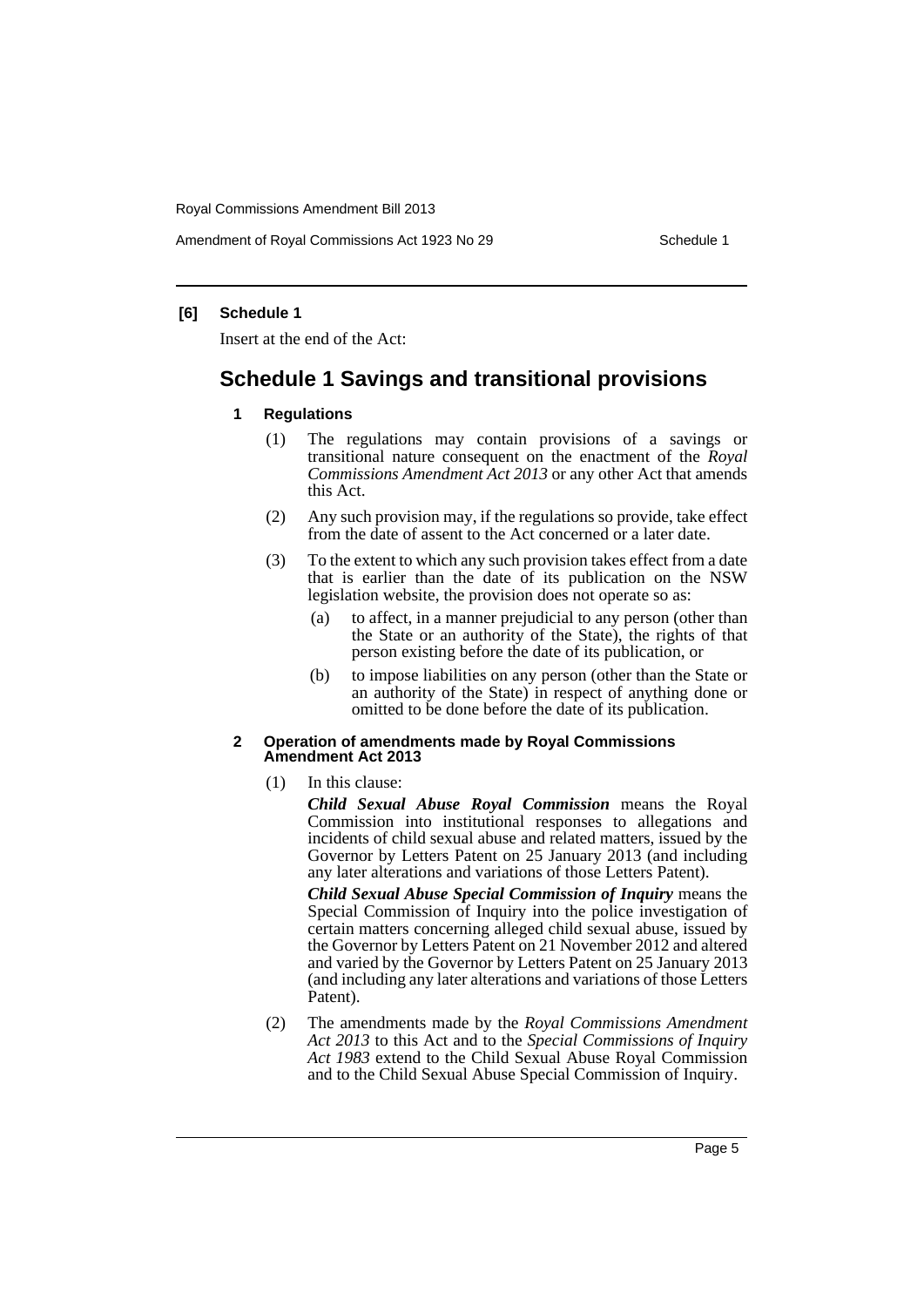**[6] Schedule 1**

Insert at the end of the Act:

# Schedule 1 Savings and transitional provisions

### 1 Regulations

(1) The regulations may contain provisions of a savings or transitional nature consequent on the enactment of the *Royal Commissions Amendment Act 2013* or any other Act that amends this Act.

(2) Any such provision may, if the regulations so provide, take effect from the date of assent to the Act concerned or a later date.

(3) To the extent to which any such provision takes effect from a date that is earlier than the date of its publication on the NSW legislation website, the provision does not operate so as:

(a) to affect, in a manner prejudicial to any person (other than the State or an authority of the State), the rights of that person existing before the date of its publication, or

(b) to impose liabilities on any person (other than the State or an authority of the State) in respect of anything done or omitted to be done before the date of its publication.

### 2 Operation of amendments made by Royal Commissions Amendment Act 2013

(1) In this clause:

***Child Sexual Abuse Royal Commission*** means the Royal Commission into institutional responses to allegations and incidents of child sexual abuse and related matters, issued by the Governor by Letters Patent on 25 January 2013 (and including any later alterations and variations of those Letters Patent).

***Child Sexual Abuse Special Commission of Inquiry*** means the Special Commission of Inquiry into the police investigation of certain matters concerning alleged child sexual abuse, issued by the Governor by Letters Patent on 21 November 2012 and altered and varied by the Governor by Letters Patent on 25 January 2013 (and including any later alterations and variations of those Letters Patent).

(2) The amendments made by the *Royal Commissions Amendment Act 2013* to this Act and to the *Special Commissions of Inquiry Act 1983* extend to the Child Sexual Abuse Royal Commission and to the Child Sexual Abuse Special Commission of Inquiry.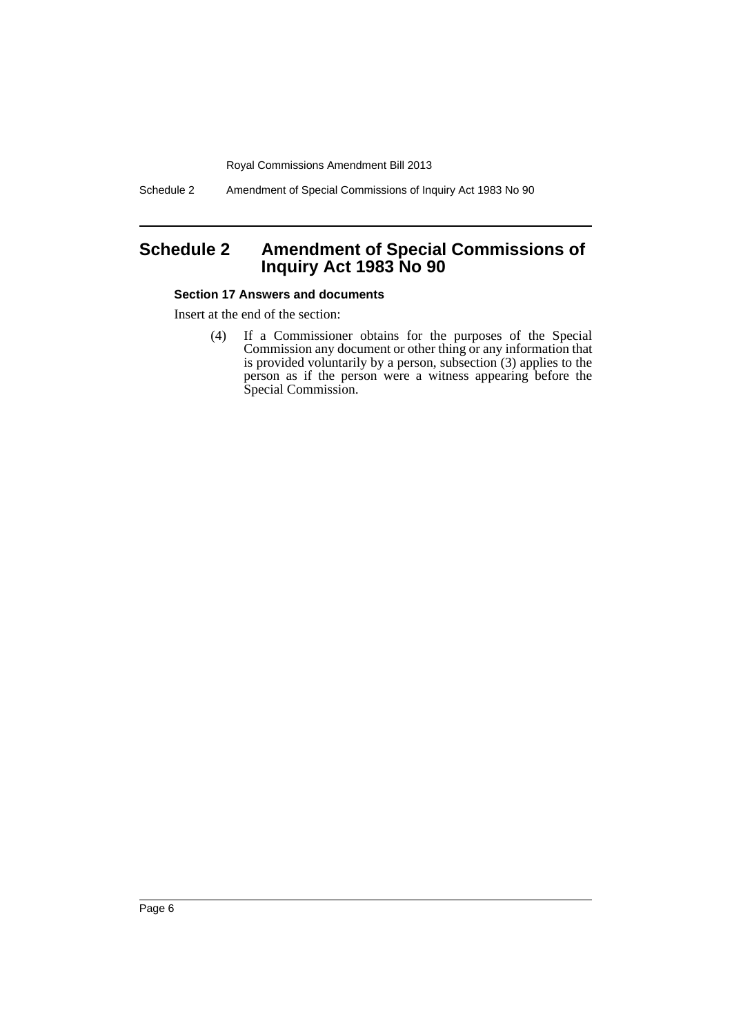## Schedule 2 Amendment of Special Commissions of Inquiry Act 1983 No 90

**Section 17 Answers and documents**

Insert at the end of the section:

(4) If a Commissioner obtains for the purposes of the Special Commission any document or other thing or any information that is provided voluntarily by a person, subsection (3) applies to the person as if the person were a witness appearing before the Special Commission.